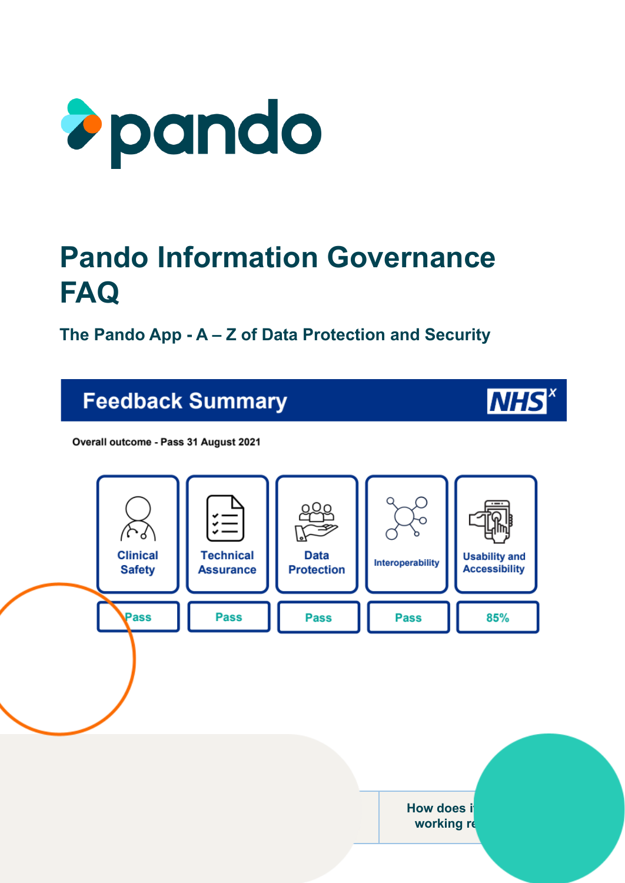pando

# Pando Information Governance FAQ

### The Pando App - A – Z of Data Protection and Security

## Feedback Summary

NHS X

**Overall outcome - Pass 31 August 2021**

| Clinical Safety | Technical Assurance | Data Protection | Interoperability | Usability and Accessibility |
|---|---|---|---|---|
| Pass | Pass | Pass | Pass | 85% |

How does i
working re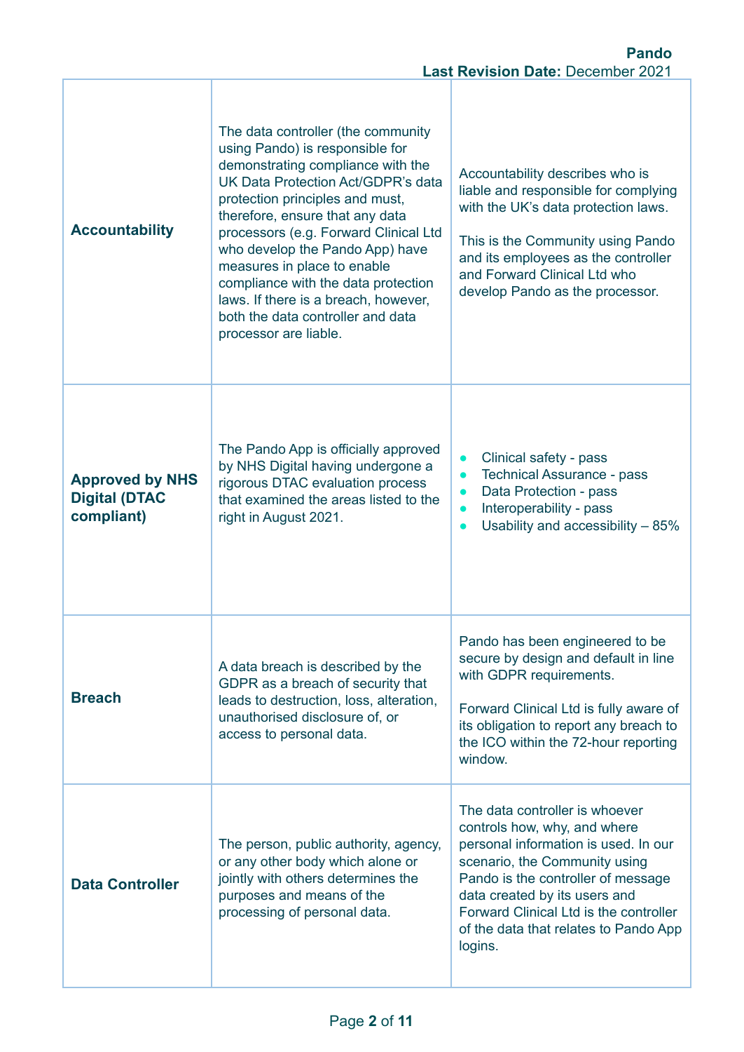| | | |
|---|---|---|
| **Accountability** | The data controller (the community using Pando) is responsible for demonstrating compliance with the UK Data Protection Act/GDPR's data protection principles and must, therefore, ensure that any data processors (e.g. Forward Clinical Ltd who develop the Pando App) have measures in place to enable compliance with the data protection laws. If there is a breach, however, both the data controller and data processor are liable. | Accountability describes who is liable and responsible for complying with the UK's data protection laws.<br><br>This is the Community using Pando and its employees as the controller and Forward Clinical Ltd who develop Pando as the processor. |
| **Approved by NHS Digital (DTAC compliant)** | The Pando App is officially approved by NHS Digital having undergone a rigorous DTAC evaluation process that examined the areas listed to the right in August 2021. | • Clinical safety - pass<br>• Technical Assurance - pass<br>• Data Protection - pass<br>• Interoperability - pass<br>• Usability and accessibility – 85% |
| **Breach** | A data breach is described by the GDPR as a breach of security that leads to destruction, loss, alteration, unauthorised disclosure of, or access to personal data. | Pando has been engineered to be secure by design and default in line with GDPR requirements.<br><br>Forward Clinical Ltd is fully aware of its obligation to report any breach to the ICO within the 72-hour reporting window. |
| **Data Controller** | The person, public authority, agency, or any other body which alone or jointly with others determines the purposes and means of the processing of personal data. | The data controller is whoever controls how, why, and where personal information is used. In our scenario, the Community using Pando is the controller of message data created by its users and Forward Clinical Ltd is the controller of the data that relates to Pando App logins. |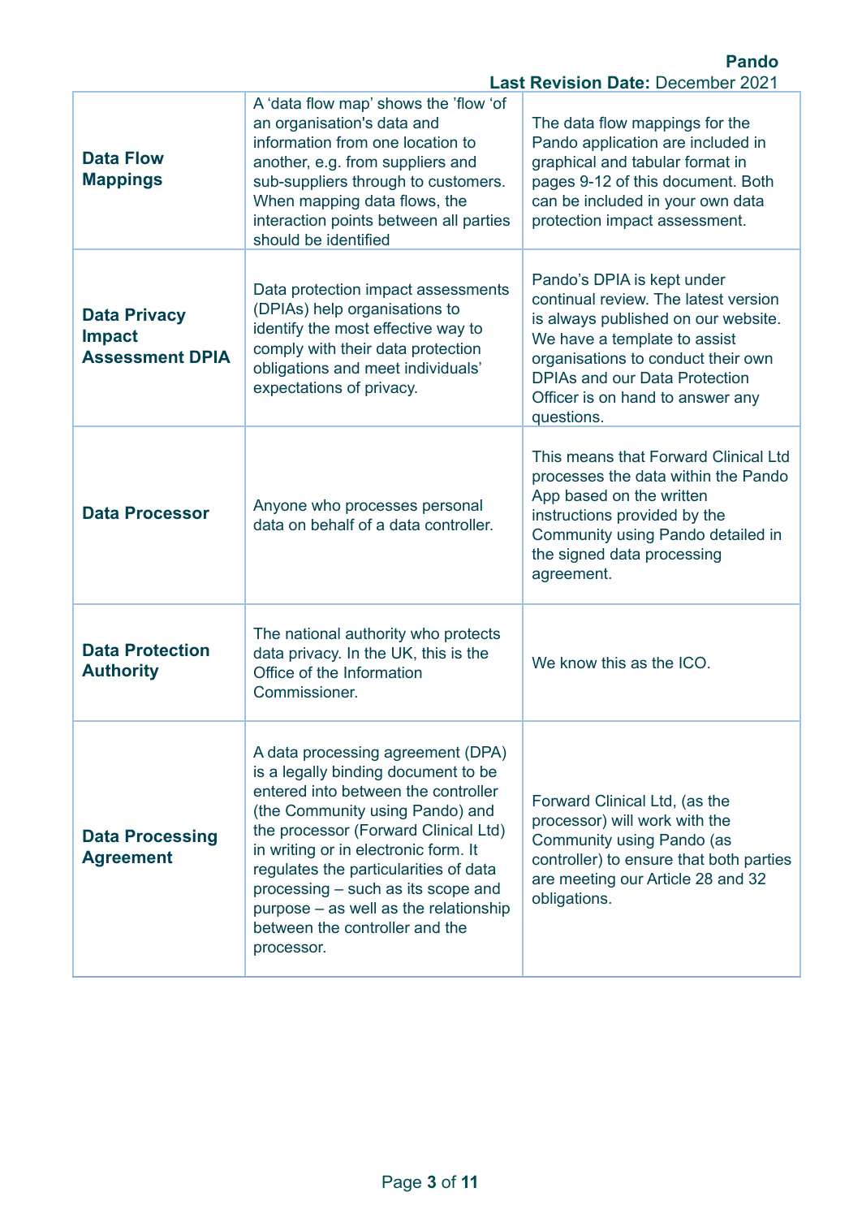| **Data Flow Mappings** | A ‘data flow map’ shows the ’flow ‘of an organisation's data and information from one location to another, e.g. from suppliers and sub-suppliers through to customers. When mapping data flows, the interaction points between all parties should be identified | The data flow mappings for the Pando application are included in graphical and tabular format in pages 9-12 of this document. Both can be included in your own data protection impact assessment. |
|---|---|---|
| **Data Privacy Impact Assessment DPIA** | Data protection impact assessments (DPIAs) help organisations to identify the most effective way to comply with their data protection obligations and meet individuals’ expectations of privacy. | Pando’s DPIA is kept under continual review. The latest version is always published on our website. We have a template to assist organisations to conduct their own DPIAs and our Data Protection Officer is on hand to answer any questions. |
| **Data Processor** | Anyone who processes personal data on behalf of a data controller. | This means that Forward Clinical Ltd processes the data within the Pando App based on the written instructions provided by the Community using Pando detailed in the signed data processing agreement. |
| **Data Protection Authority** | The national authority who protects data privacy. In the UK, this is the Office of the Information Commissioner. | We know this as the ICO. |
| **Data Processing Agreement** | A data processing agreement (DPA) is a legally binding document to be entered into between the controller (the Community using Pando) and the processor (Forward Clinical Ltd) in writing or in electronic form. It regulates the particularities of data processing – such as its scope and purpose – as well as the relationship between the controller and the processor. | Forward Clinical Ltd, (as the processor) will work with the Community using Pando (as controller) to ensure that both parties are meeting our Article 28 and 32 obligations. |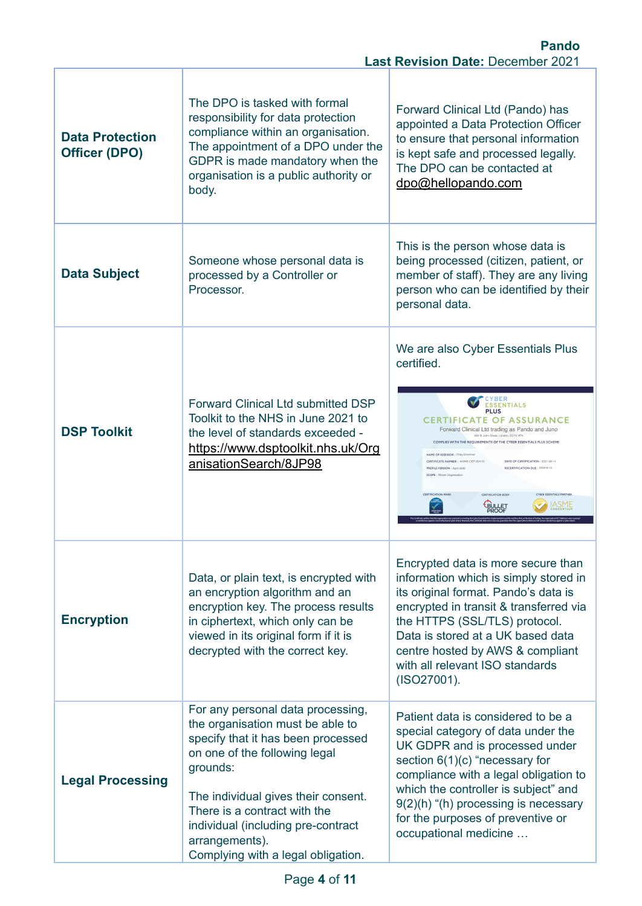| | | |
|---|---|---|
| **Data Protection Officer (DPO)** | The DPO is tasked with formal responsibility for data protection compliance within an organisation. The appointment of a DPO under the GDPR is made mandatory when the organisation is a public authority or body. | Forward Clinical Ltd (Pando) has appointed a Data Protection Officer to ensure that personal information is kept safe and processed legally. The DPO can be contacted at dpo@hellopando.com |
| **Data Subject** | Someone whose personal data is processed by a Controller or Processor. | This is the person whose data is being processed (citizen, patient, or member of staff). They are any living person who can be identified by their personal data. |
| **DSP Toolkit** | Forward Clinical Ltd submitted DSP Toolkit to the NHS in June 2021 to the level of standards exceeded - https://www.dsptoolkit.nhs.uk/OrganisationSearch/8JP98 | We are also Cyber Essentials Plus certified. |
| **Encryption** | Data, or plain text, is encrypted with an encryption algorithm and an encryption key. The process results in ciphertext, which only can be viewed in its original form if it is decrypted with the correct key. | Encrypted data is more secure than information which is simply stored in its original format. Pando's data is encrypted in transit & transferred via the HTTPS (SSL/TLS) protocol. Data is stored at a UK based data centre hosted by AWS & compliant with all relevant ISO standards (ISO27001). |
| **Legal Processing** | For any personal data processing, the organisation must be able to specify that it has been processed on one of the following legal grounds:<br><br>The individual gives their consent.<br>There is a contract with the individual (including pre-contract arrangements).<br>Complying with a legal obligation. | Patient data is considered to be a special category of data under the UK GDPR and is processed under section 6(1)(c) "necessary for compliance with a legal obligation to which the controller is subject" and 9(2)(h) "(h) processing is necessary for the purposes of preventive or occupational medicine … |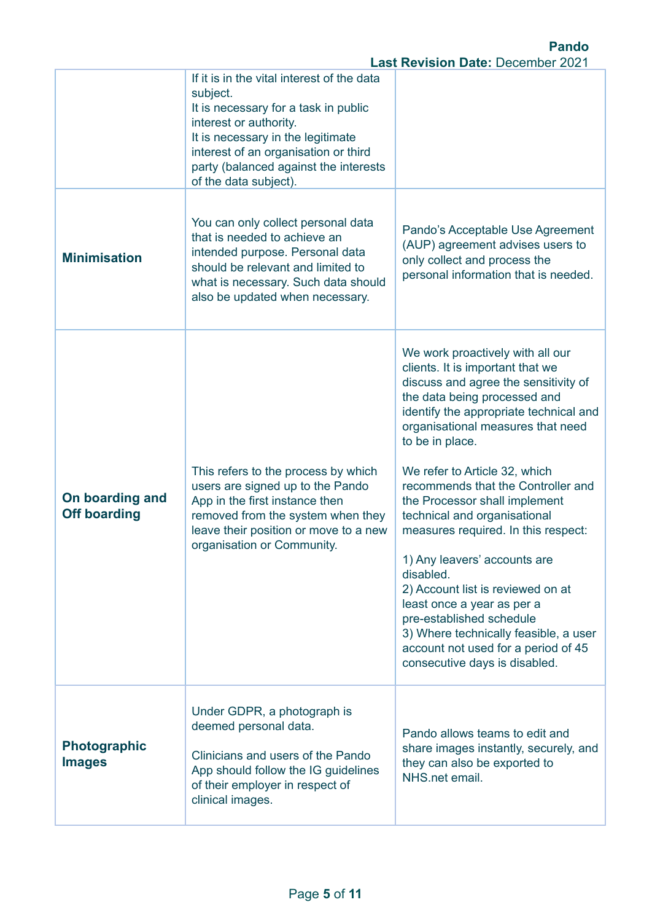| | | |
|---|---|---|
| | If it is in the vital interest of the data subject.<br>It is necessary for a task in public interest or authority.<br>It is necessary in the legitimate interest of an organisation or third party (balanced against the interests of the data subject). | |
| **Minimisation** | You can only collect personal data that is needed to achieve an intended purpose. Personal data should be relevant and limited to what is necessary. Such data should also be updated when necessary. | Pando's Acceptable Use Agreement (AUP) agreement advises users to only collect and process the personal information that is needed. |
| **On boarding and Off boarding** | This refers to the process by which users are signed up to the Pando App in the first instance then removed from the system when they leave their position or move to a new organisation or Community. | We work proactively with all our clients. It is important that we discuss and agree the sensitivity of the data being processed and identify the appropriate technical and organisational measures that need to be in place.<br><br>We refer to Article 32, which recommends that the Controller and the Processor shall implement technical and organisational measures required. In this respect:<br><br>1) Any leavers' accounts are disabled.<br>2) Account list is reviewed on at least once a year as per a pre-established schedule<br>3) Where technically feasible, a user account not used for a period of 45 consecutive days is disabled. |
| **Photographic Images** | Under GDPR, a photograph is deemed personal data.<br><br>Clinicians and users of the Pando App should follow the IG guidelines of their employer in respect of clinical images. | Pando allows teams to edit and share images instantly, securely, and they can also be exported to NHS.net email. |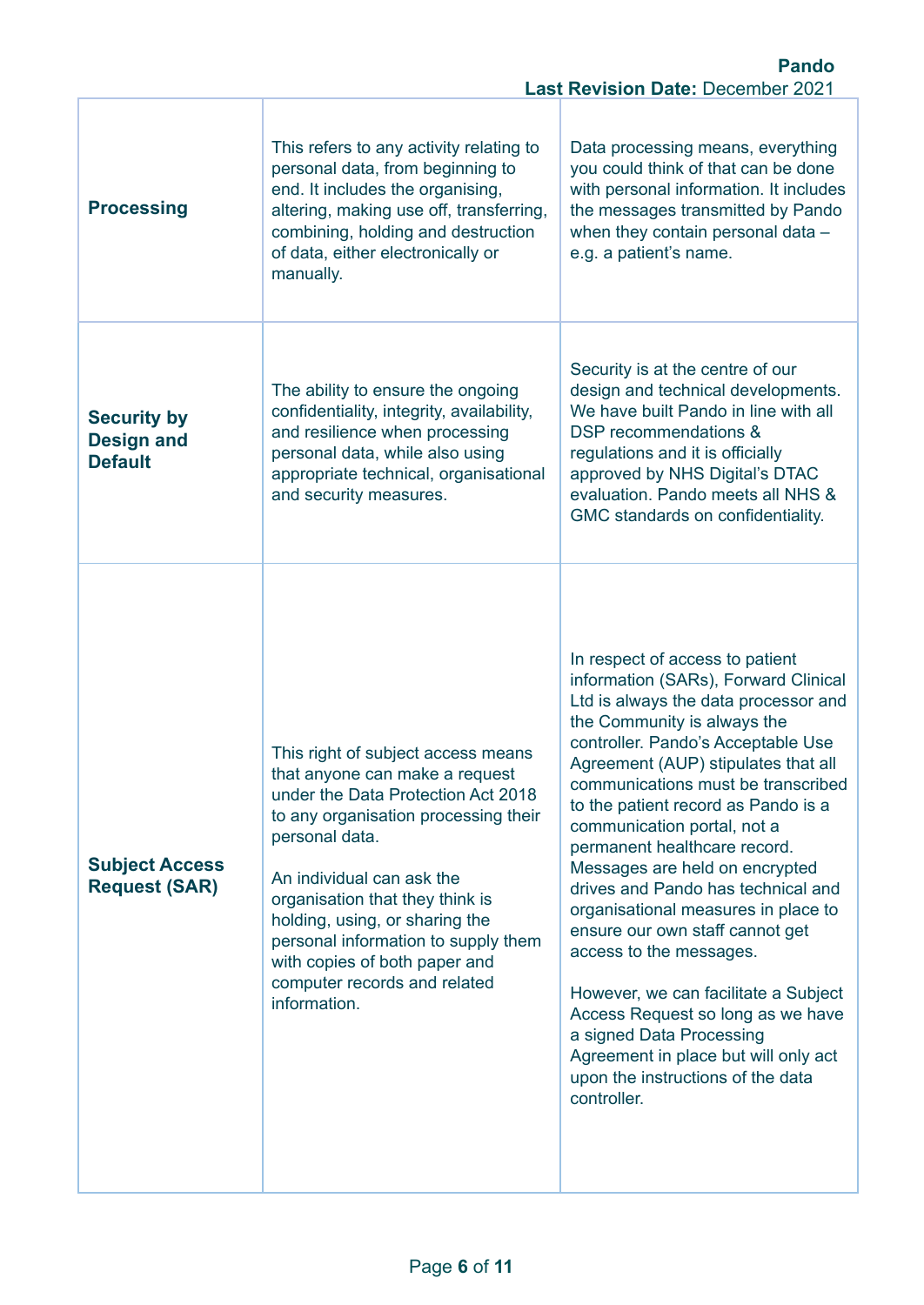| | | |
|---|---|---|
| **Processing** | This refers to any activity relating to personal data, from beginning to end. It includes the organising, altering, making use off, transferring, combining, holding and destruction of data, either electronically or manually. | Data processing means, everything you could think of that can be done with personal information. It includes the messages transmitted by Pando when they contain personal data – e.g. a patient's name. |
| **Security by Design and Default** | The ability to ensure the ongoing confidentiality, integrity, availability, and resilience when processing personal data, while also using appropriate technical, organisational and security measures. | Security is at the centre of our design and technical developments. We have built Pando in line with all DSP recommendations & regulations and it is officially approved by NHS Digital's DTAC evaluation. Pando meets all NHS & GMC standards on confidentiality. |
| **Subject Access Request (SAR)** | This right of subject access means that anyone can make a request under the Data Protection Act 2018 to any organisation processing their personal data.<br><br>An individual can ask the organisation that they think is holding, using, or sharing the personal information to supply them with copies of both paper and computer records and related information. | In respect of access to patient information (SARs), Forward Clinical Ltd is always the data processor and the Community is always the controller. Pando's Acceptable Use Agreement (AUP) stipulates that all communications must be transcribed to the patient record as Pando is a communication portal, not a permanent healthcare record. Messages are held on encrypted drives and Pando has technical and organisational measures in place to ensure our own staff cannot get access to the messages.<br><br>However, we can facilitate a Subject Access Request so long as we have a signed Data Processing Agreement in place but will only act upon the instructions of the data controller. |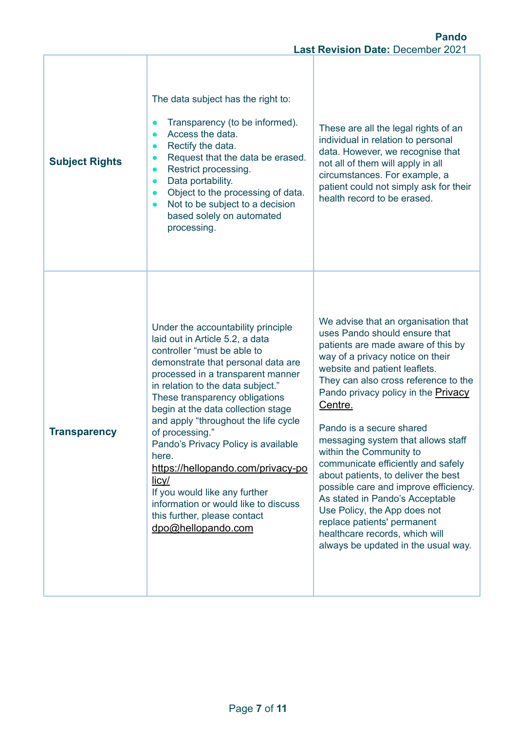| | | |
|---|---|---|
| **Subject Rights** | The data subject has the right to:<br><br>• Transparency (to be informed).<br>• Access the data.<br>• Rectify the data.<br>• Request that the data be erased.<br>• Restrict processing.<br>• Data portability.<br>• Object to the processing of data.<br>• Not to be subject to a decision based solely on automated processing. | These are all the legal rights of an individual in relation to personal data. However, we recognise that not all of them will apply in all circumstances. For example, a patient could not simply ask for their health record to be erased. |
| **Transparency** | Under the accountability principle laid out in Article 5.2, a data controller "must be able to demonstrate that personal data are processed in a transparent manner in relation to the data subject." These transparency obligations begin at the data collection stage and apply "throughout the life cycle of processing."<br>Pando's Privacy Policy is available here.<br>https://hellopando.com/privacy-policy/<br>If you would like any further information or would like to discuss this further, please contact dpo@hellopando.com | We advise that an organisation that uses Pando should ensure that patients are made aware of this by way of a privacy notice on their website and patient leaflets.<br>They can also cross reference to the Pando privacy policy in the Privacy Centre.<br><br>Pando is a secure shared messaging system that allows staff within the Community to communicate efficiently and safely about patients, to deliver the best possible care and improve efficiency. As stated in Pando's Acceptable Use Policy, the App does not replace patients' permanent healthcare records, which will always be updated in the usual way. |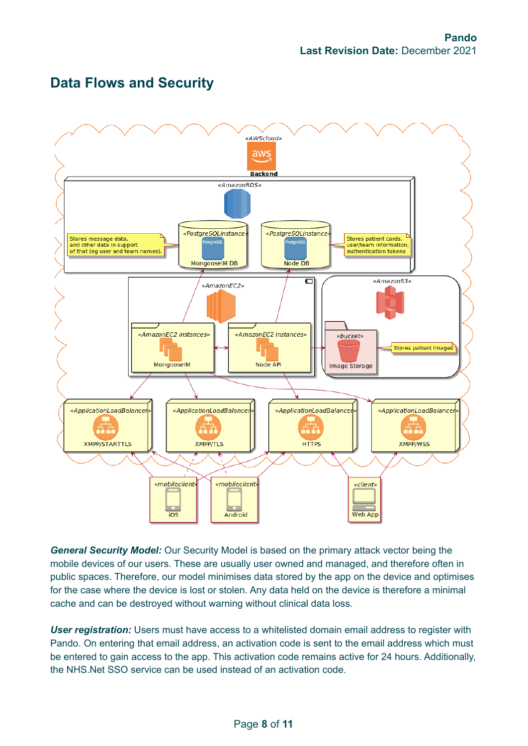## Data Flows and Security

***General Security Model:*** Our Security Model is based on the primary attack vector being the mobile devices of our users. These are usually user owned and managed, and therefore often in public spaces. Therefore, our model minimises data stored by the app on the device and optimises for the case where the device is lost or stolen. Any data held on the device is therefore a minimal cache and can be destroyed without warning without clinical data loss.

***User registration:*** Users must have access to a whitelisted domain email address to register with Pando. On entering that email address, an activation code is sent to the email address which must be entered to gain access to the app. This activation code remains active for 24 hours. Additionally, the NHS.Net SSO service can be used instead of an activation code.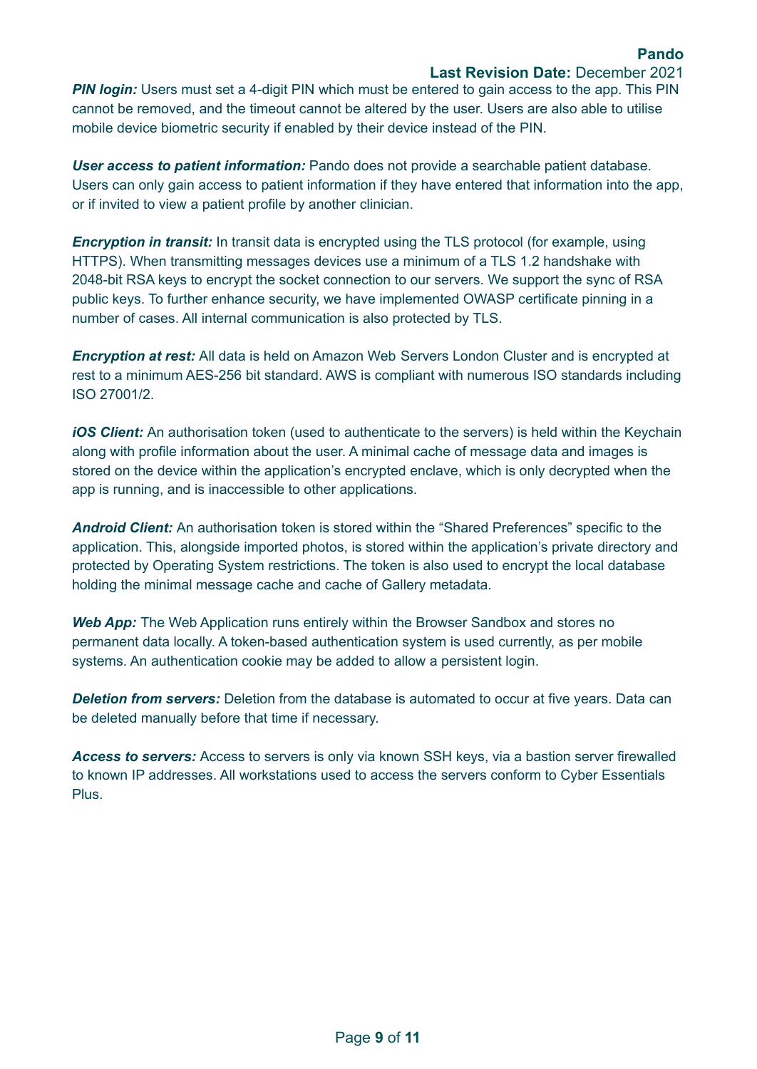***PIN login:*** Users must set a 4-digit PIN which must be entered to gain access to the app. This PIN cannot be removed, and the timeout cannot be altered by the user. Users are also able to utilise mobile device biometric security if enabled by their device instead of the PIN.

***User access to patient information:*** Pando does not provide a searchable patient database. Users can only gain access to patient information if they have entered that information into the app, or if invited to view a patient profile by another clinician.

***Encryption in transit:*** In transit data is encrypted using the TLS protocol (for example, using HTTPS). When transmitting messages devices use a minimum of a TLS 1.2 handshake with 2048-bit RSA keys to encrypt the socket connection to our servers. We support the sync of RSA public keys. To further enhance security, we have implemented OWASP certificate pinning in a number of cases. All internal communication is also protected by TLS.

***Encryption at rest:*** All data is held on Amazon Web Servers London Cluster and is encrypted at rest to a minimum AES-256 bit standard. AWS is compliant with numerous ISO standards including ISO 27001/2.

***iOS Client:*** An authorisation token (used to authenticate to the servers) is held within the Keychain along with profile information about the user. A minimal cache of message data and images is stored on the device within the application's encrypted enclave, which is only decrypted when the app is running, and is inaccessible to other applications.

***Android Client:*** An authorisation token is stored within the "Shared Preferences" specific to the application. This, alongside imported photos, is stored within the application's private directory and protected by Operating System restrictions. The token is also used to encrypt the local database holding the minimal message cache and cache of Gallery metadata.

***Web App:*** The Web Application runs entirely within the Browser Sandbox and stores no permanent data locally. A token-based authentication system is used currently, as per mobile systems. An authentication cookie may be added to allow a persistent login.

***Deletion from servers:*** Deletion from the database is automated to occur at five years. Data can be deleted manually before that time if necessary.

***Access to servers:*** Access to servers is only via known SSH keys, via a bastion server firewalled to known IP addresses. All workstations used to access the servers conform to Cyber Essentials Plus.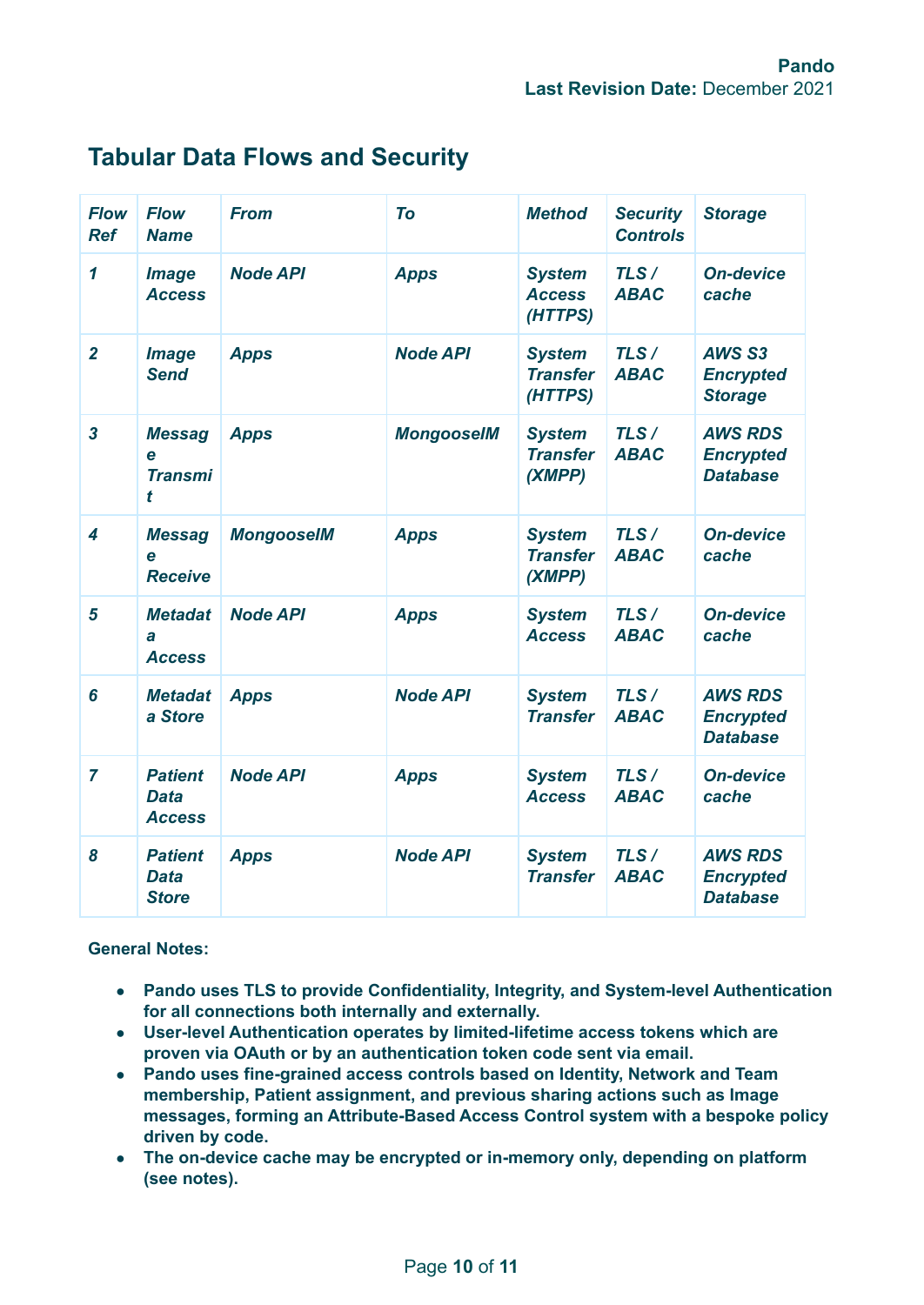## Tabular Data Flows and Security

| *Flow Ref* | *Flow Name* | *From* | *To* | *Method* | *Security Controls* | *Storage* |
|---|---|---|---|---|---|---|
| ***1*** | ***Image Access*** | ***Node API*** | ***Apps*** | ***System Access (HTTPS)*** | ***TLS / ABAC*** | ***On-device cache*** |
| ***2*** | ***Image Send*** | ***Apps*** | ***Node API*** | ***System Transfer (HTTPS)*** | ***TLS / ABAC*** | ***AWS S3 Encrypted Storage*** |
| ***3*** | ***Message Transmit*** | ***Apps*** | ***MongooseIM*** | ***System Transfer (XMPP)*** | ***TLS / ABAC*** | ***AWS RDS Encrypted Database*** |
| ***4*** | ***Message Receive*** | ***MongooseIM*** | ***Apps*** | ***System Transfer (XMPP)*** | ***TLS / ABAC*** | ***On-device cache*** |
| ***5*** | ***Metadata Access*** | ***Node API*** | ***Apps*** | ***System Access*** | ***TLS / ABAC*** | ***On-device cache*** |
| ***6*** | ***Metadata Store*** | ***Apps*** | ***Node API*** | ***System Transfer*** | ***TLS / ABAC*** | ***AWS RDS Encrypted Database*** |
| ***7*** | ***Patient Data Access*** | ***Node API*** | ***Apps*** | ***System Access*** | ***TLS / ABAC*** | ***On-device cache*** |
| ***8*** | ***Patient Data Store*** | ***Apps*** | ***Node API*** | ***System Transfer*** | ***TLS / ABAC*** | ***AWS RDS Encrypted Database*** |

**General Notes:**

- **Pando uses TLS to provide Confidentiality, Integrity, and System-level Authentication for all connections both internally and externally.**
- **User-level Authentication operates by limited-lifetime access tokens which are proven via OAuth or by an authentication token code sent via email.**
- **Pando uses fine-grained access controls based on Identity, Network and Team membership, Patient assignment, and previous sharing actions such as Image messages, forming an Attribute-Based Access Control system with a bespoke policy driven by code.**
- **The on-device cache may be encrypted or in-memory only, depending on platform (see notes).**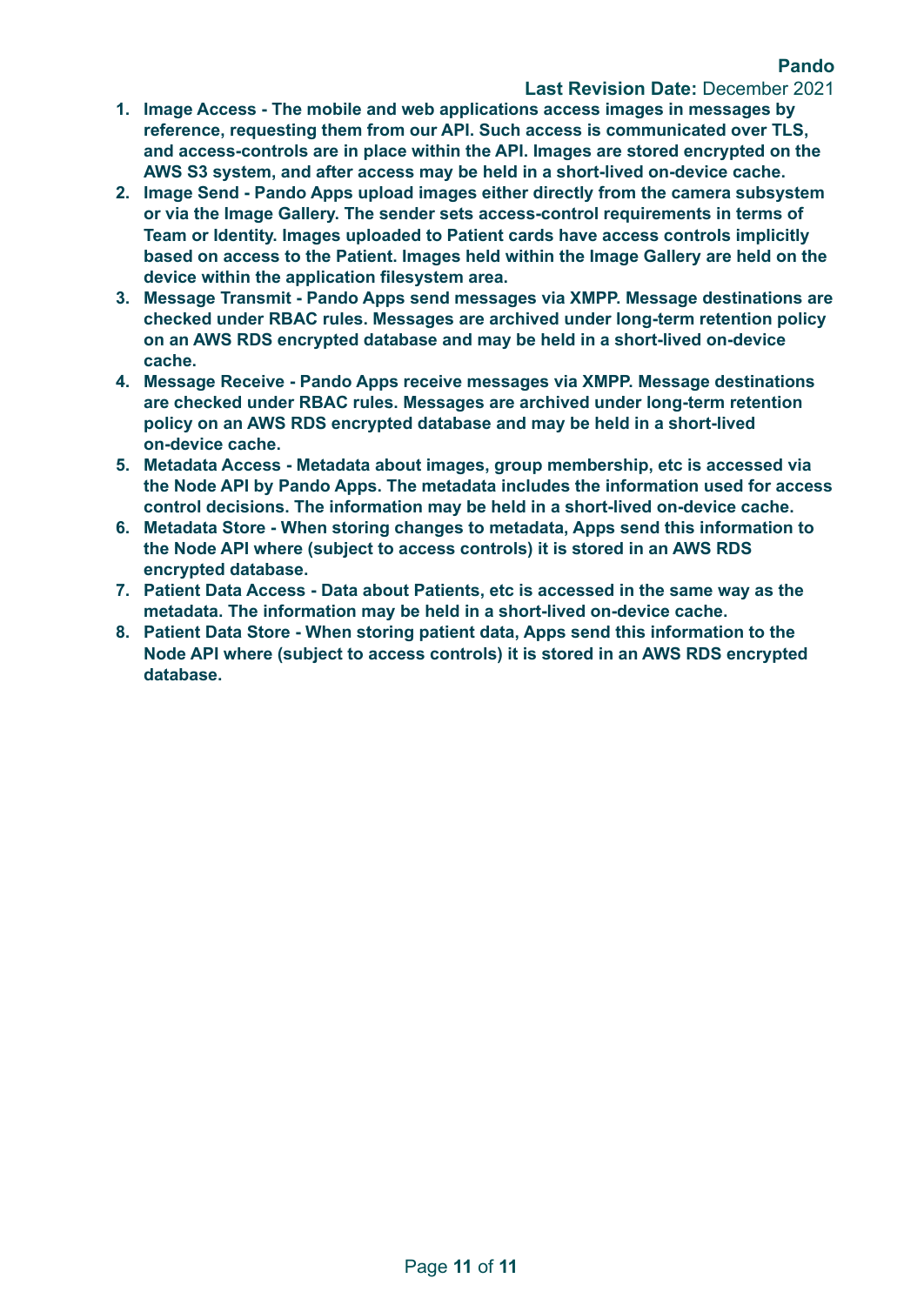1. **Image Access - The mobile and web applications access images in messages by reference, requesting them from our API. Such access is communicated over TLS, and access-controls are in place within the API. Images are stored encrypted on the AWS S3 system, and after access may be held in a short-lived on-device cache.**
2. **Image Send - Pando Apps upload images either directly from the camera subsystem or via the Image Gallery. The sender sets access-control requirements in terms of Team or Identity. Images uploaded to Patient cards have access controls implicitly based on access to the Patient. Images held within the Image Gallery are held on the device within the application filesystem area.**
3. **Message Transmit - Pando Apps send messages via XMPP. Message destinations are checked under RBAC rules. Messages are archived under long-term retention policy on an AWS RDS encrypted database and may be held in a short-lived on-device cache.**
4. **Message Receive - Pando Apps receive messages via XMPP. Message destinations are checked under RBAC rules. Messages are archived under long-term retention policy on an AWS RDS encrypted database and may be held in a short-lived on-device cache.**
5. **Metadata Access - Metadata about images, group membership, etc is accessed via the Node API by Pando Apps. The metadata includes the information used for access control decisions. The information may be held in a short-lived on-device cache.**
6. **Metadata Store - When storing changes to metadata, Apps send this information to the Node API where (subject to access controls) it is stored in an AWS RDS encrypted database.**
7. **Patient Data Access - Data about Patients, etc is accessed in the same way as the metadata. The information may be held in a short-lived on-device cache.**
8. **Patient Data Store - When storing patient data, Apps send this information to the Node API where (subject to access controls) it is stored in an AWS RDS encrypted database.**